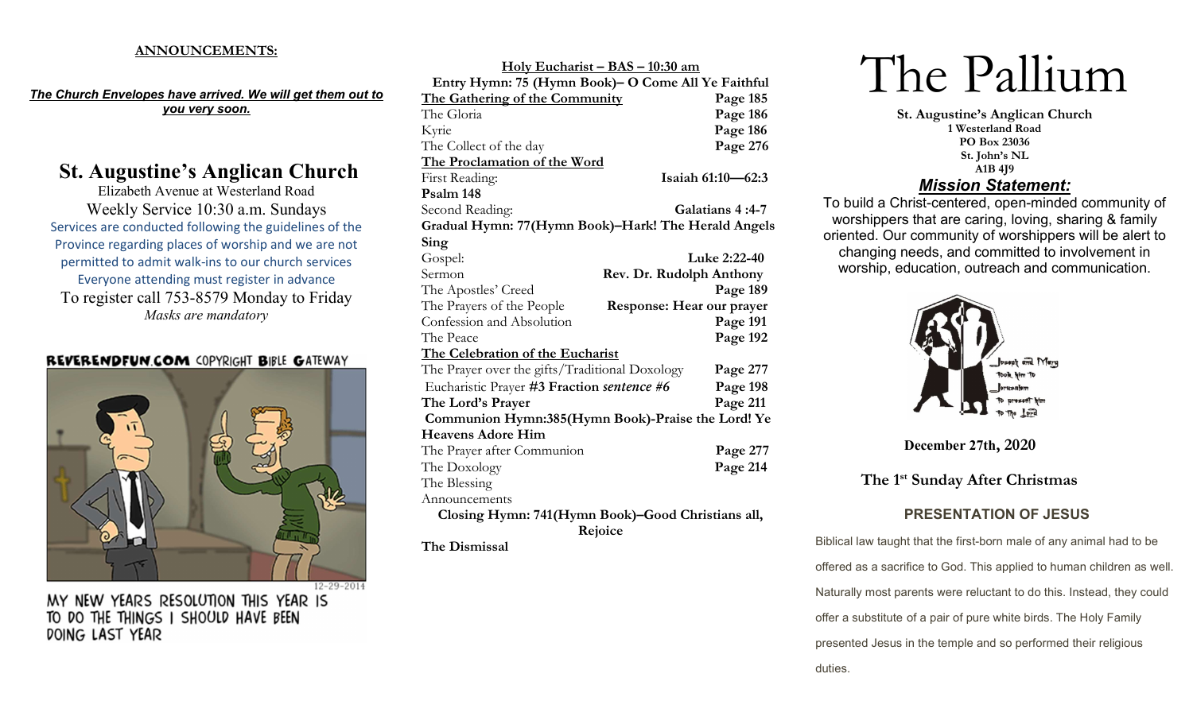**ANNOUNCEMENTS:**

***The Church Envelopes have arrived. We will get them out to you very soon.***

## St. Augustine's Anglican Church

Elizabeth Avenue at Westerland Road

Weekly Service 10:30 a.m. Sundays

Services are conducted following the guidelines of the Province regarding places of worship and we are not permitted to admit walk-ins to our church services

Everyone attending must register in advance

To register call 753-8579 Monday to Friday

*Masks are mandatory*

REVERENDFUN.COM COPYRIGHT BIBLE GATEWAY

12-29-2014

MY NEW YEARS RESOLUTION THIS YEAR IS TO DO THE THINGS I SHOULD HAVE BEEN DOING LAST YEAR

**Holy Eucharist – BAS – 10:30 am**

**Entry Hymn: 75 (Hymn Book)– O Come All Ye Faithful**

| | |
|---|---|
| **The Gathering of the Community** | **Page 185** |
| The Gloria | **Page 186** |
| Kyrie | **Page 186** |
| The Collect of the day | **Page 276** |
| **The Proclamation of the Word** | |
| First Reading: | **Isaiah 61:10—62:3** |
| **Psalm 148** | |
| Second Reading: | **Galatians 4 :4-7** |
| **Gradual Hymn: 77(Hymn Book)–Hark! The Herald Angels Sing** | |
| Gospel: | **Luke 2:22-40** |
| Sermon | **Rev. Dr. Rudolph Anthony** |
| The Apostles' Creed | **Page 189** |
| The Prayers of the People | **Response: Hear our prayer** |
| Confession and Absolution | **Page 191** |
| The Peace | **Page 192** |
| **The Celebration of the Eucharist** | |
| The Prayer over the gifts/Traditional Doxology | **Page 277** |
| Eucharistic Prayer **#3 Fraction *sentence #6*** | **Page 198** |
| **The Lord's Prayer** | **Page 211** |
| **Communion Hymn:385(Hymn Book)-Praise the Lord! Ye Heavens Adore Him** | |
| The Prayer after Communion | **Page 277** |
| The Doxology | **Page 214** |
| The Blessing | |
| Announcements | |
| **Closing Hymn: 741(Hymn Book)–Good Christians all, Rejoice** | |
| **The Dismissal** | |

# The Pallium

**St. Augustine's Anglican Church**
**1 Westerland Road**
**PO Box 23036**
**St. John's NL**
**A1B 4J9**

### ***Mission Statement:***

To build a Christ-centered, open-minded community of worshippers that are caring, loving, sharing & family oriented. Our community of worshippers will be alert to changing needs, and committed to involvement in worship, education, outreach and communication.

Joseph and Mary took him to Jerusalem to present him to the Lord

**December 27th, 2020**

**The 1st Sunday After Christmas**

### PRESENTATION OF JESUS

Biblical law taught that the first-born male of any animal had to be offered as a sacrifice to God. This applied to human children as well. Naturally most parents were reluctant to do this. Instead, they could offer a substitute of a pair of pure white birds. The Holy Family presented Jesus in the temple and so performed their religious duties.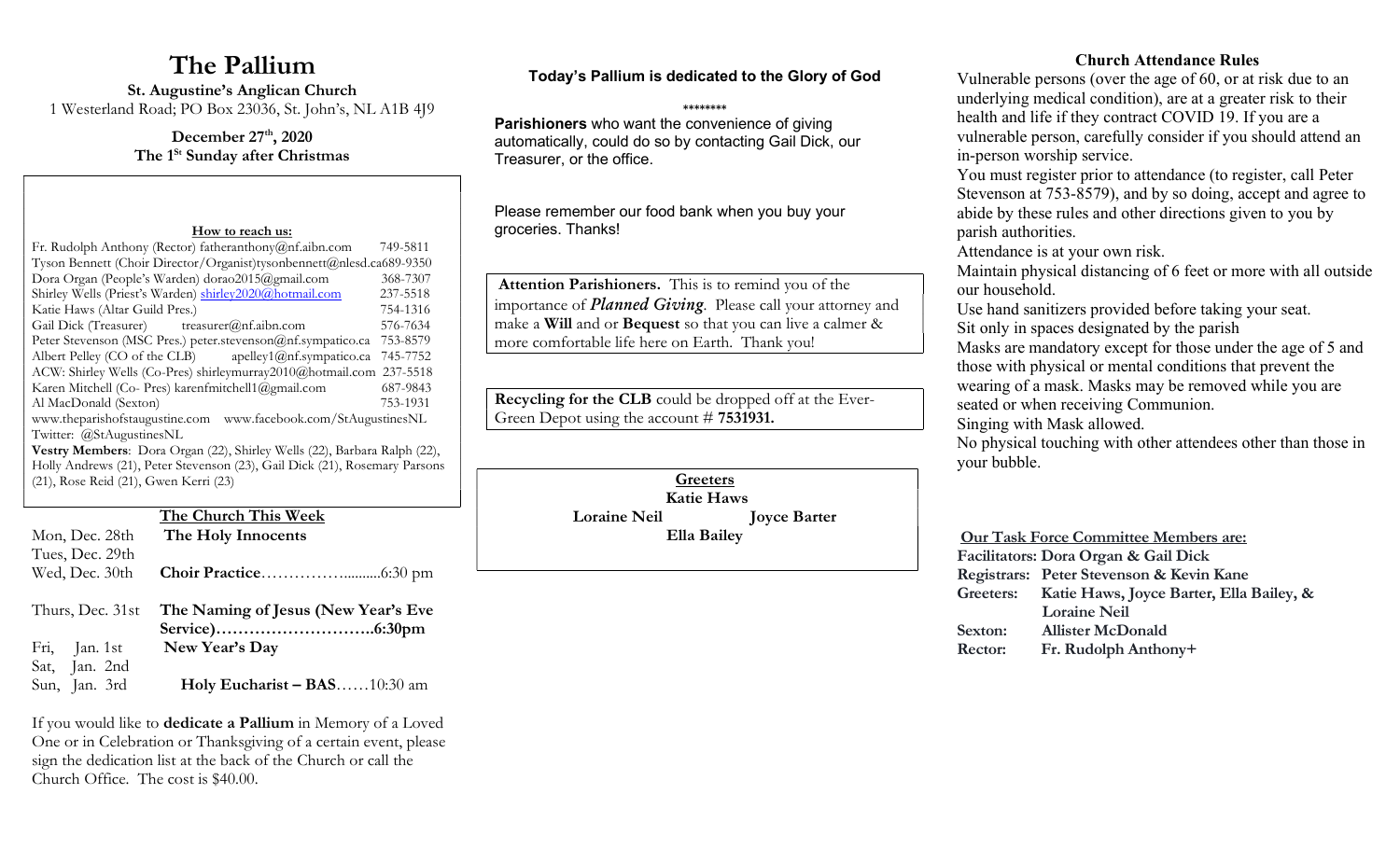# The Pallium

**St. Augustine's Anglican Church**
1 Westerland Road; PO Box 23036, St. John's, NL A1B 4J9

**December 27th, 2020**
**The 1St Sunday after Christmas**

**How to reach us:**

| | |
|---|---|
| Fr. Rudolph Anthony (Rector) fatheranthony@nf.aibn.com | 749-5811 |
| Tyson Bennett (Choir Director/Organist)tysonbennett@nlesd.ca | 689-9350 |
| Dora Organ (People's Warden) dorao2015@gmail.com | 368-7307 |
| Shirley Wells (Priest's Warden) shirley2020@hotmail.com | 237-5518 |
| Katie Haws (Altar Guild Pres.) | 754-1316 |
| Gail Dick (Treasurer) treasurer@nf.aibn.com | 576-7634 |
| Peter Stevenson (MSC Pres.) peter.stevenson@nf.sympatico.ca | 753-8579 |
| Albert Pelley (CO of the CLB) apelley1@nf.sympatico.ca | 745-7752 |
| ACW: Shirley Wells (Co-Pres) shirleymurray2010@hotmail.com | 237-5518 |
| Karen Mitchell (Co- Pres) karenfmitchell1@gmail.com | 687-9843 |
| Al MacDonald (Sexton) | 753-1931 |

www.theparishofstaugustine.com www.facebook.com/StAugustinesNL
Twitter: @StAugustinesNL

**Vestry Members**: Dora Organ (22), Shirley Wells (22), Barbara Ralph (22), Holly Andrews (21), Peter Stevenson (23), Gail Dick (21), Rosemary Parsons (21), Rose Reid (21), Gwen Kerri (23)

**The Church This Week**

| | |
|---|---|
| Mon, Dec. 28th | **The Holy Innocents** |
| Tues, Dec. 29th | |
| Wed, Dec. 30th | **Choir Practice**…………….........6:30 pm |
| Thurs, Dec. 31st | **The Naming of Jesus (New Year's Eve Service)………………………..6:30pm** |
| Fri, Jan. 1st | **New Year's Day** |
| Sat, Jan. 2nd | |
| Sun, Jan. 3rd | **Holy Eucharist – BAS**……10:30 am |

If you would like to **dedicate a Pallium** in Memory of a Loved One or in Celebration or Thanksgiving of a certain event, please sign the dedication list at the back of the Church or call the Church Office. The cost is $40.00.

**Today's Pallium is dedicated to the Glory of God**

********

**Parishioners** who want the convenience of giving automatically, could do so by contacting Gail Dick, our Treasurer, or the office.

Please remember our food bank when you buy your groceries. Thanks!

**Attention Parishioners.** This is to remind you of the importance of ***Planned Giving***. Please call your attorney and make a **Will** and or **Bequest** so that you can live a calmer & more comfortable life here on Earth. Thank you!

**Recycling for the CLB** could be dropped off at the Ever-Green Depot using the account # **7531931.**

**Greeters**
**Katie Haws**
**Loraine Neil** **Joyce Barter**
**Ella Bailey**

## Church Attendance Rules

Vulnerable persons (over the age of 60, or at risk due to an underlying medical condition), are at a greater risk to their health and life if they contract COVID 19. If you are a vulnerable person, carefully consider if you should attend an in-person worship service.
You must register prior to attendance (to register, call Peter Stevenson at 753-8579), and by so doing, accept and agree to abide by these rules and other directions given to you by parish authorities.
Attendance is at your own risk.
Maintain physical distancing of 6 feet or more with all outside our household.
Use hand sanitizers provided before taking your seat.
Sit only in spaces designated by the parish
Masks are mandatory except for those under the age of 5 and those with physical or mental conditions that prevent the wearing of a mask. Masks may be removed while you are seated or when receiving Communion.
Singing with Mask allowed.
No physical touching with other attendees other than those in your bubble.

**Our Task Force Committee Members are:**

**Facilitators: Dora Organ & Gail Dick**

| | |
|---|---|
| **Registrars:** | **Peter Stevenson & Kevin Kane** |
| **Greeters:** | **Katie Haws, Joyce Barter, Ella Bailey, & Loraine Neil** |
| **Sexton:** | **Allister McDonald** |
| **Rector:** | **Fr. Rudolph Anthony+** |